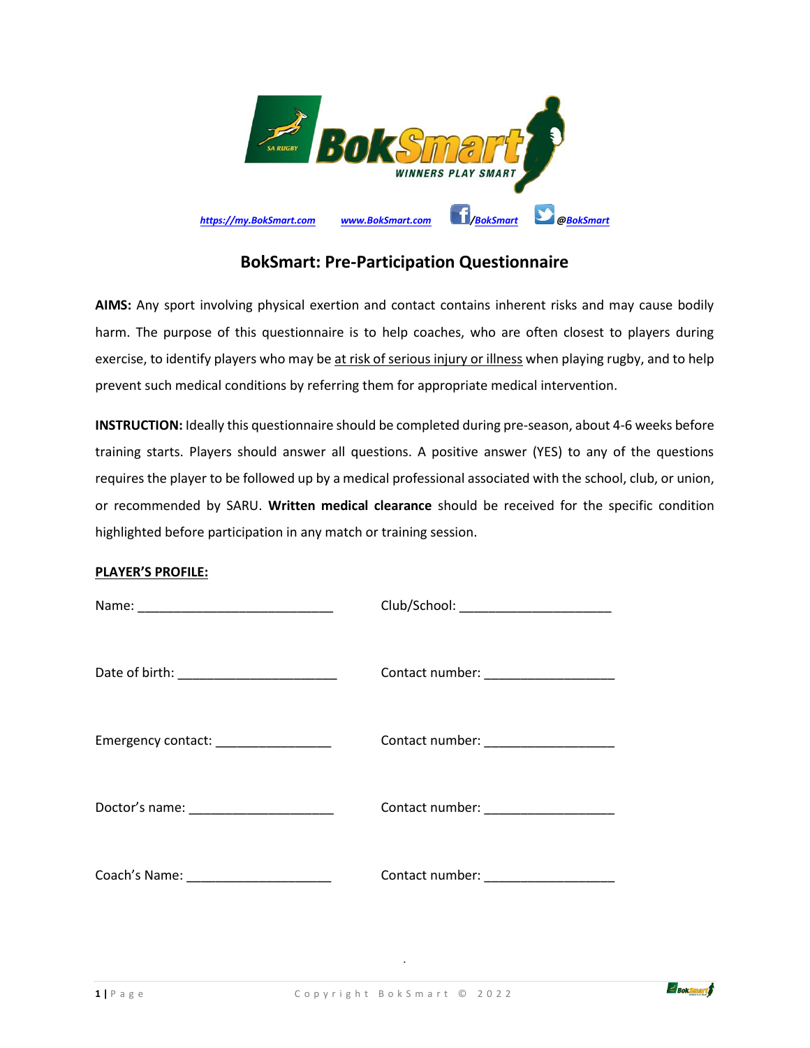https://my.BokSmart.com www.BokSmart.com /BokSmart @BokSmart

# BokSmart: Pre-Participation Questionnaire

**AIMS:** Any sport involving physical exertion and contact contains inherent risks and may cause bodily harm. The purpose of this questionnaire is to help coaches, who are often closest to players during exercise, to identify players who may be at risk of serious injury or illness when playing rugby, and to help prevent such medical conditions by referring them for appropriate medical intervention.

**INSTRUCTION:** Ideally this questionnaire should be completed during pre-season, about 4-6 weeks before training starts. Players should answer all questions. A positive answer (YES) to any of the questions requires the player to be followed up by a medical professional associated with the school, club, or union, or recommended by SARU. **Written medical clearance** should be received for the specific condition highlighted before participation in any match or training session.

**PLAYER'S PROFILE:**

Name: ___________________________ Club/School: _____________________

Date of birth: ______________________ Contact number: _________________

Emergency contact: ________________ Contact number: _________________

Doctor's name: ____________________ Contact number: _________________

Coach's Name: ____________________ Contact number: _________________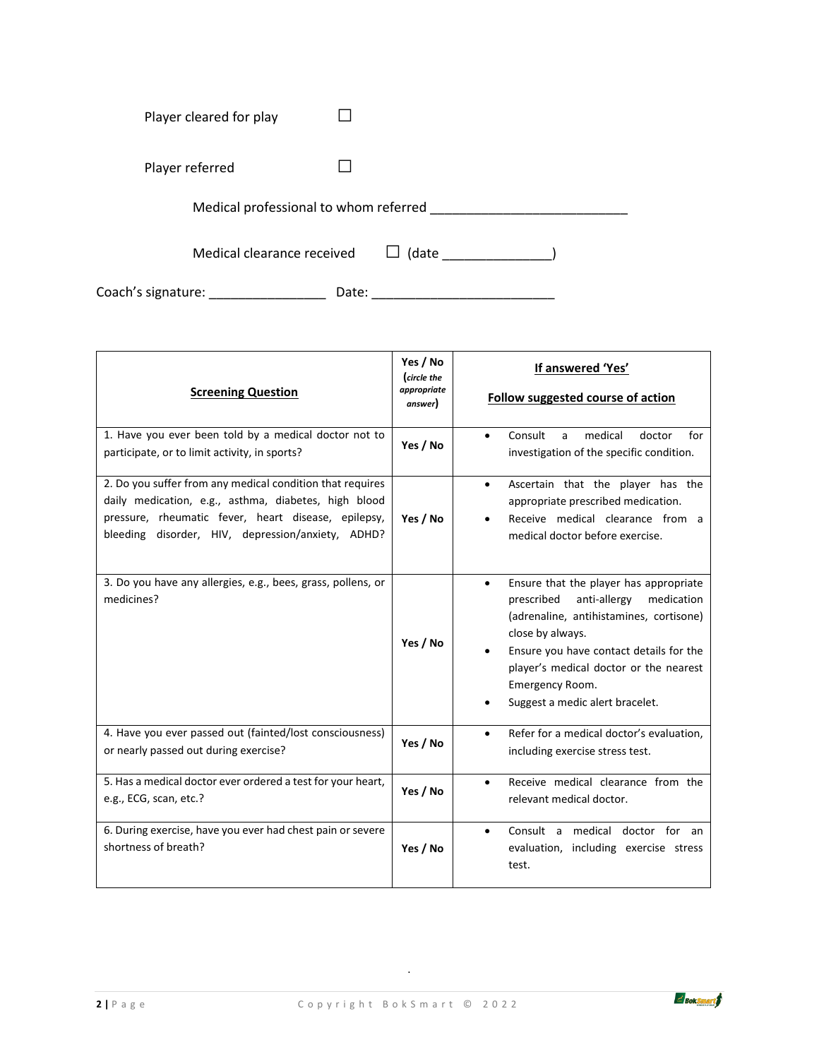Player cleared for play ☐

Player referred ☐

Medical professional to whom referred ___________________________

Medical clearance received ☐ (date _______________)

Coach's signature: ________________ Date: _________________________

| **Screening Question** | **Yes / No** (*circle the appropriate answer*) | **If answered 'Yes'**<br><br>**Follow suggested course of action** |
|---|---|---|
| 1. Have you ever been told by a medical doctor not to participate, or to limit activity, in sports? | **Yes / No** | • Consult a medical doctor for investigation of the specific condition. |
| 2. Do you suffer from any medical condition that requires daily medication, e.g., asthma, diabetes, high blood pressure, rheumatic fever, heart disease, epilepsy, bleeding disorder, HIV, depression/anxiety, ADHD? | **Yes / No** | • Ascertain that the player has the appropriate prescribed medication.<br>• Receive medical clearance from a medical doctor before exercise. |
| 3. Do you have any allergies, e.g., bees, grass, pollens, or medicines? | **Yes / No** | • Ensure that the player has appropriate prescribed anti-allergy medication (adrenaline, antihistamines, cortisone) close by always.<br>• Ensure you have contact details for the player's medical doctor or the nearest Emergency Room.<br>• Suggest a medic alert bracelet. |
| 4. Have you ever passed out (fainted/lost consciousness) or nearly passed out during exercise? | **Yes / No** | • Refer for a medical doctor's evaluation, including exercise stress test. |
| 5. Has a medical doctor ever ordered a test for your heart, e.g., ECG, scan, etc.? | **Yes / No** | • Receive medical clearance from the relevant medical doctor. |
| 6. During exercise, have you ever had chest pain or severe shortness of breath? | **Yes / No** | • Consult a medical doctor for an evaluation, including exercise stress test. |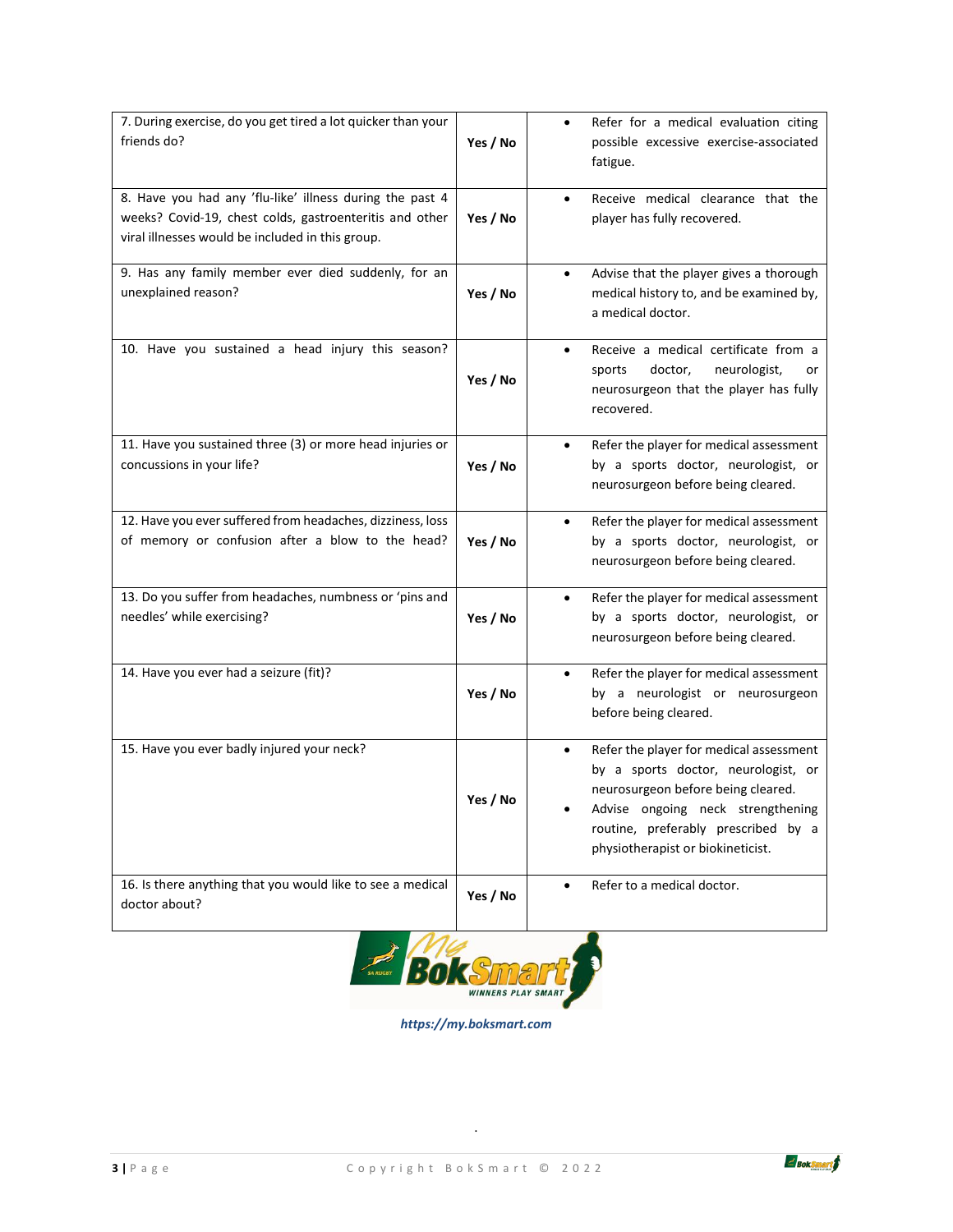| | | |
|---|---|---|
| 7. During exercise, do you get tired a lot quicker than your friends do? | **Yes / No** | • Refer for a medical evaluation citing possible excessive exercise-associated fatigue. |
| 8. Have you had any 'flu-like' illness during the past 4 weeks? Covid-19, chest colds, gastroenteritis and other viral illnesses would be included in this group. | **Yes / No** | • Receive medical clearance that the player has fully recovered. |
| 9. Has any family member ever died suddenly, for an unexplained reason? | **Yes / No** | • Advise that the player gives a thorough medical history to, and be examined by, a medical doctor. |
| 10. Have you sustained a head injury this season? | **Yes / No** | • Receive a medical certificate from a sports doctor, neurologist, or neurosurgeon that the player has fully recovered. |
| 11. Have you sustained three (3) or more head injuries or concussions in your life? | **Yes / No** | • Refer the player for medical assessment by a sports doctor, neurologist, or neurosurgeon before being cleared. |
| 12. Have you ever suffered from headaches, dizziness, loss of memory or confusion after a blow to the head? | **Yes / No** | • Refer the player for medical assessment by a sports doctor, neurologist, or neurosurgeon before being cleared. |
| 13. Do you suffer from headaches, numbness or 'pins and needles' while exercising? | **Yes / No** | • Refer the player for medical assessment by a sports doctor, neurologist, or neurosurgeon before being cleared. |
| 14. Have you ever had a seizure (fit)? | **Yes / No** | • Refer the player for medical assessment by a neurologist or neurosurgeon before being cleared. |
| 15. Have you ever badly injured your neck? | **Yes / No** | • Refer the player for medical assessment by a sports doctor, neurologist, or neurosurgeon before being cleared.<br>• Advise ongoing neck strengthening routine, preferably prescribed by a physiotherapist or biokineticist. |
| 16. Is there anything that you would like to see a medical doctor about? | **Yes / No** | • Refer to a medical doctor. |

***https://my.boksmart.com***